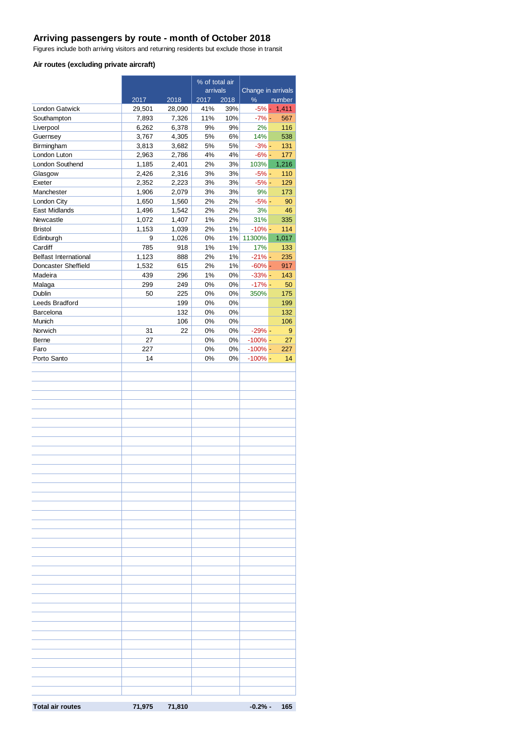## Arriving passengers by route - month of October 2018

Figures include both arriving visitors and returning residents but exclude those in transit

### Air routes (excluding private aircraft)

| | | | % of total air arrivals | | Change in arrivals | |
|---|---|---|---|---|---|---|
| | 2017 | 2018 | 2017 | 2018 | % | number |
| London Gatwick | 29,501 | 28,090 | 41% | 39% | -5% | - 1,411 |
| Southampton | 7,893 | 7,326 | 11% | 10% | -7% | - 567 |
| Liverpool | 6,262 | 6,378 | 9% | 9% | 2% | 116 |
| Guernsey | 3,767 | 4,305 | 5% | 6% | 14% | 538 |
| Birmingham | 3,813 | 3,682 | 5% | 5% | -3% | - 131 |
| London Luton | 2,963 | 2,786 | 4% | 4% | -6% | - 177 |
| London Southend | 1,185 | 2,401 | 2% | 3% | 103% | 1,216 |
| Glasgow | 2,426 | 2,316 | 3% | 3% | -5% | - 110 |
| Exeter | 2,352 | 2,223 | 3% | 3% | -5% | - 129 |
| Manchester | 1,906 | 2,079 | 3% | 3% | 9% | 173 |
| London City | 1,650 | 1,560 | 2% | 2% | -5% | - 90 |
| East Midlands | 1,496 | 1,542 | 2% | 2% | 3% | 46 |
| Newcastle | 1,072 | 1,407 | 1% | 2% | 31% | 335 |
| Bristol | 1,153 | 1,039 | 2% | 1% | -10% | - 114 |
| Edinburgh | 9 | 1,026 | 0% | 1% | 11300% | 1,017 |
| Cardiff | 785 | 918 | 1% | 1% | 17% | 133 |
| Belfast International | 1,123 | 888 | 2% | 1% | -21% | - 235 |
| Doncaster Sheffield | 1,532 | 615 | 2% | 1% | -60% | - 917 |
| Madeira | 439 | 296 | 1% | 0% | -33% | - 143 |
| Malaga | 299 | 249 | 0% | 0% | -17% | - 50 |
| Dublin | 50 | 225 | 0% | 0% | 350% | 175 |
| Leeds Bradford | | 199 | 0% | 0% | | 199 |
| Barcelona | | 132 | 0% | 0% | | 132 |
| Munich | | 106 | 0% | 0% | | 106 |
| Norwich | 31 | 22 | 0% | 0% | -29% | - 9 |
| Berne | 27 | | 0% | 0% | -100% | - 27 |
| Faro | 227 | | 0% | 0% | -100% | - 227 |
| Porto Santo | 14 | | 0% | 0% | -100% | - 14 |
| **Total air routes** | **71,975** | **71,810** | | | **-0.2%** | **- 165** |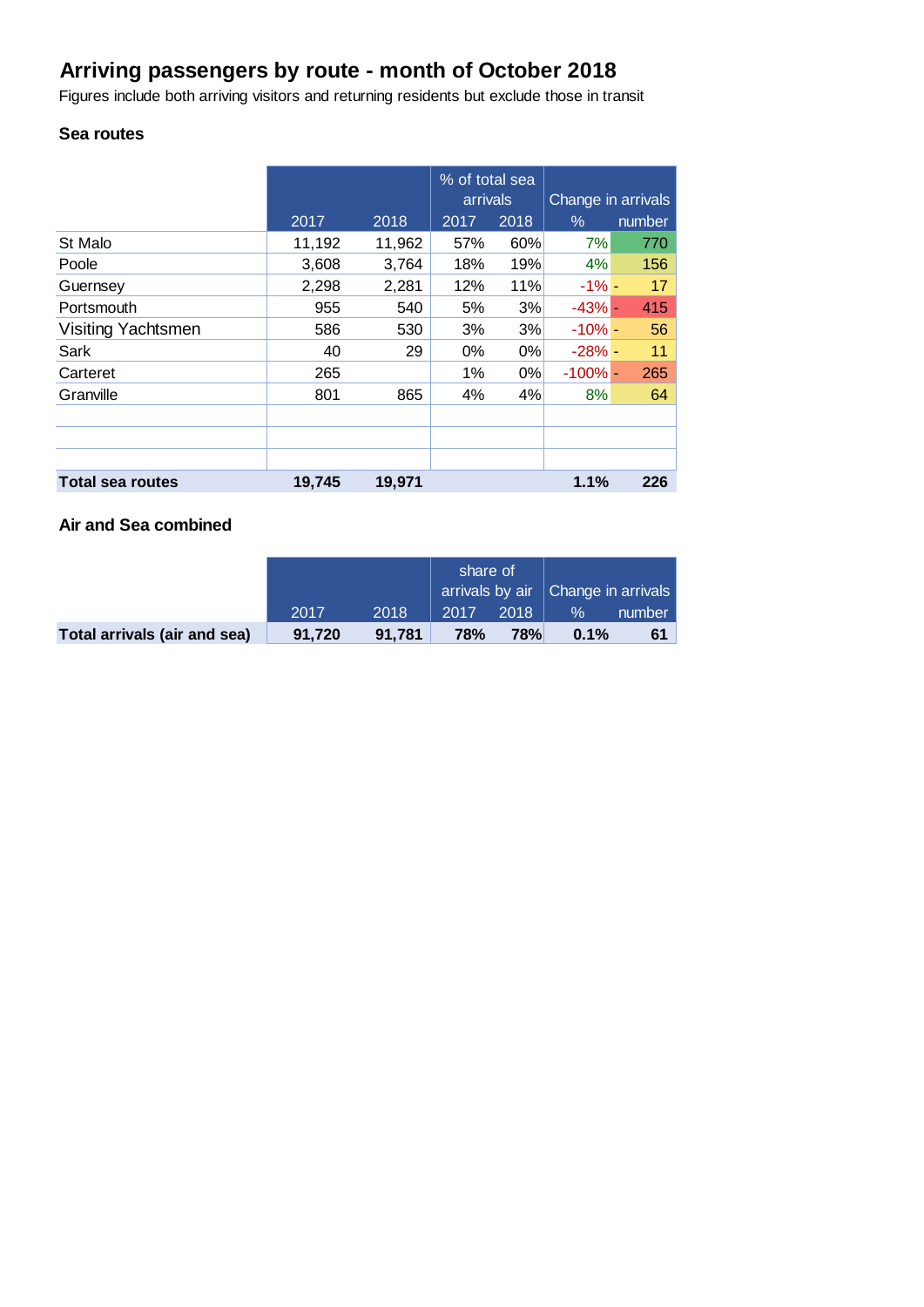# Arriving passengers by route - month of October 2018

Figures include both arriving visitors and returning residents but exclude those in transit

### Sea routes

| | | | % of total sea arrivals | | Change in arrivals | |
|---|---|---|---|---|---|---|
| | 2017 | 2018 | 2017 | 2018 | % | number |
| St Malo | 11,192 | 11,962 | 57% | 60% | 7% | 770 |
| Poole | 3,608 | 3,764 | 18% | 19% | 4% | 156 |
| Guernsey | 2,298 | 2,281 | 12% | 11% | -1% | - 17 |
| Portsmouth | 955 | 540 | 5% | 3% | -43% | - 415 |
| Visiting Yachtsmen | 586 | 530 | 3% | 3% | -10% | - 56 |
| Sark | 40 | 29 | 0% | 0% | -28% | - 11 |
| Carteret | 265 | | 1% | 0% | -100% | - 265 |
| Granville | 801 | 865 | 4% | 4% | 8% | 64 |
| | | | | | | |
| | | | | | | |
| | | | | | | |
| **Total sea routes** | **19,745** | **19,971** | | | **1.1%** | **226** |

### Air and Sea combined

| | | | share of arrivals by air | | Change in arrivals | |
|---|---|---|---|---|---|---|
| | 2017 | 2018 | 2017 | 2018 | % | number |
| **Total arrivals (air and sea)** | **91,720** | **91,781** | **78%** | **78%** | **0.1%** | **61** |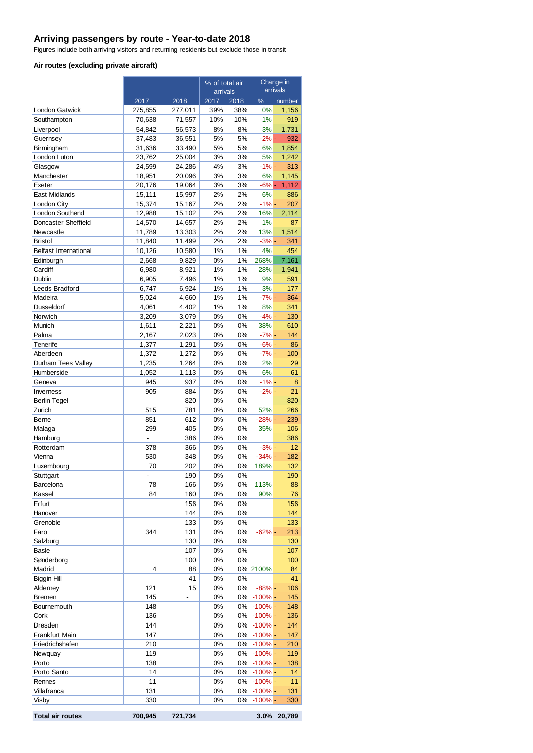# Arriving passengers by route - Year-to-date 2018

Figures include both arriving visitors and returning residents but exclude those in transit

### Air routes (excluding private aircraft)

| | | | % of total air arrivals | | Change in arrivals | |
|---|---|---|---|---|---|---|
| | 2017 | 2018 | 2017 | 2018 | % | number |
| London Gatwick | 275,855 | 277,011 | 39% | 38% | 0% | 1,156 |
| Southampton | 70,638 | 71,557 | 10% | 10% | 1% | 919 |
| Liverpool | 54,842 | 56,573 | 8% | 8% | 3% | 1,731 |
| Guernsey | 37,483 | 36,551 | 5% | 5% | -2% | - 932 |
| Birmingham | 31,636 | 33,490 | 5% | 5% | 6% | 1,854 |
| London Luton | 23,762 | 25,004 | 3% | 3% | 5% | 1,242 |
| Glasgow | 24,599 | 24,286 | 4% | 3% | -1% | - 313 |
| Manchester | 18,951 | 20,096 | 3% | 3% | 6% | 1,145 |
| Exeter | 20,176 | 19,064 | 3% | 3% | -6% | - 1,112 |
| East Midlands | 15,111 | 15,997 | 2% | 2% | 6% | 886 |
| London City | 15,374 | 15,167 | 2% | 2% | -1% | - 207 |
| London Southend | 12,988 | 15,102 | 2% | 2% | 16% | 2,114 |
| Doncaster Sheffield | 14,570 | 14,657 | 2% | 2% | 1% | 87 |
| Newcastle | 11,789 | 13,303 | 2% | 2% | 13% | 1,514 |
| Bristol | 11,840 | 11,499 | 2% | 2% | -3% | - 341 |
| Belfast International | 10,126 | 10,580 | 1% | 1% | 4% | 454 |
| Edinburgh | 2,668 | 9,829 | 0% | 1% | 268% | 7,161 |
| Cardiff | 6,980 | 8,921 | 1% | 1% | 28% | 1,941 |
| Dublin | 6,905 | 7,496 | 1% | 1% | 9% | 591 |
| Leeds Bradford | 6,747 | 6,924 | 1% | 1% | 3% | 177 |
| Madeira | 5,024 | 4,660 | 1% | 1% | -7% | - 364 |
| Dusseldorf | 4,061 | 4,402 | 1% | 1% | 8% | 341 |
| Norwich | 3,209 | 3,079 | 0% | 0% | -4% | - 130 |
| Munich | 1,611 | 2,221 | 0% | 0% | 38% | 610 |
| Palma | 2,167 | 2,023 | 0% | 0% | -7% | - 144 |
| Tenerife | 1,377 | 1,291 | 0% | 0% | -6% | - 86 |
| Aberdeen | 1,372 | 1,272 | 0% | 0% | -7% | - 100 |
| Durham Tees Valley | 1,235 | 1,264 | 0% | 0% | 2% | 29 |
| Humberside | 1,052 | 1,113 | 0% | 0% | 6% | 61 |
| Geneva | 945 | 937 | 0% | 0% | -1% | - 8 |
| Inverness | 905 | 884 | 0% | 0% | -2% | - 21 |
| Berlin Tegel | | 820 | 0% | 0% | | 820 |
| Zurich | 515 | 781 | 0% | 0% | 52% | 266 |
| Berne | 851 | 612 | 0% | 0% | -28% | - 239 |
| Malaga | 299 | 405 | 0% | 0% | 35% | 106 |
| Hamburg | - | 386 | 0% | 0% | | 386 |
| Rotterdam | 378 | 366 | 0% | 0% | -3% | - 12 |
| Vienna | 530 | 348 | 0% | 0% | -34% | - 182 |
| Luxembourg | 70 | 202 | 0% | 0% | 189% | 132 |
| Stuttgart | - | 190 | 0% | 0% | | 190 |
| Barcelona | 78 | 166 | 0% | 0% | 113% | 88 |
| Kassel | 84 | 160 | 0% | 0% | 90% | 76 |
| Erfurt | | 156 | 0% | 0% | | 156 |
| Hanover | | 144 | 0% | 0% | | 144 |
| Grenoble | | 133 | 0% | 0% | | 133 |
| Faro | 344 | 131 | 0% | 0% | -62% | - 213 |
| Salzburg | | 130 | 0% | 0% | | 130 |
| Basle | | 107 | 0% | 0% | | 107 |
| Sønderborg | | 100 | 0% | 0% | | 100 |
| Madrid | 4 | 88 | 0% | 0% | 2100% | 84 |
| Biggin Hill | | 41 | 0% | 0% | | 41 |
| Alderney | 121 | 15 | 0% | 0% | -88% | - 106 |
| Bremen | 145 | - | 0% | 0% | -100% | - 145 |
| Bournemouth | 148 | | 0% | 0% | -100% | - 148 |
| Cork | 136 | | 0% | 0% | -100% | - 136 |
| Dresden | 144 | | 0% | 0% | -100% | - 144 |
| Frankfurt Main | 147 | | 0% | 0% | -100% | - 147 |
| Friedrichshafen | 210 | | 0% | 0% | -100% | - 210 |
| Newquay | 119 | | 0% | 0% | -100% | - 119 |
| Porto | 138 | | 0% | 0% | -100% | - 138 |
| Porto Santo | 14 | | 0% | 0% | -100% | - 14 |
| Rennes | 11 | | 0% | 0% | -100% | - 11 |
| Villafranca | 131 | | 0% | 0% | -100% | - 131 |
| Visby | 330 | | 0% | 0% | -100% | - 330 |
| **Total air routes** | **700,945** | **721,734** | | | **3.0%** | **20,789** |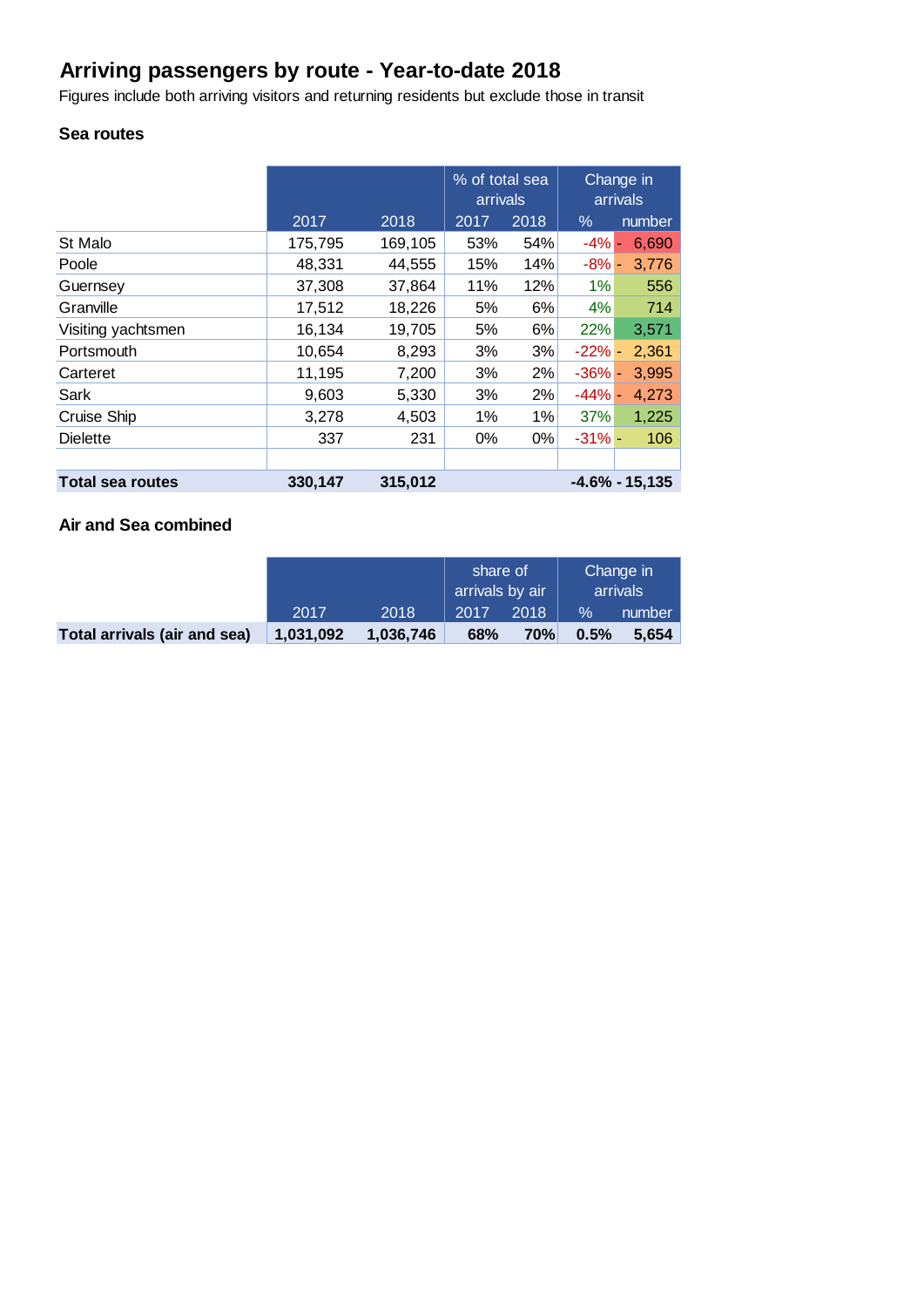## Arriving passengers by route - Year-to-date 2018

Figures include both arriving visitors and returning residents but exclude those in transit

### Sea routes

| | | | % of total sea arrivals | | Change in arrivals | |
|---|---|---|---|---|---|---|
| | 2017 | 2018 | 2017 | 2018 | % | number |
| St Malo | 175,795 | 169,105 | 53% | 54% | -4% | - 6,690 |
| Poole | 48,331 | 44,555 | 15% | 14% | -8% | - 3,776 |
| Guernsey | 37,308 | 37,864 | 11% | 12% | 1% | 556 |
| Granville | 17,512 | 18,226 | 5% | 6% | 4% | 714 |
| Visiting yachtsmen | 16,134 | 19,705 | 5% | 6% | 22% | 3,571 |
| Portsmouth | 10,654 | 8,293 | 3% | 3% | -22% | - 2,361 |
| Carteret | 11,195 | 7,200 | 3% | 2% | -36% | - 3,995 |
| Sark | 9,603 | 5,330 | 3% | 2% | -44% | - 4,273 |
| Cruise Ship | 3,278 | 4,503 | 1% | 1% | 37% | 1,225 |
| Dielette | 337 | 231 | 0% | 0% | -31% | - 106 |
| | | | | | | |
| **Total sea routes** | **330,147** | **315,012** | | | **-4.6%** | **- 15,135** |

### Air and Sea combined

| | | | share of arrivals by air | | Change in arrivals | |
|---|---|---|---|---|---|---|
| | 2017 | 2018 | 2017 | 2018 | % | number |
| **Total arrivals (air and sea)** | **1,031,092** | **1,036,746** | **68%** | **70%** | **0.5%** | **5,654** |